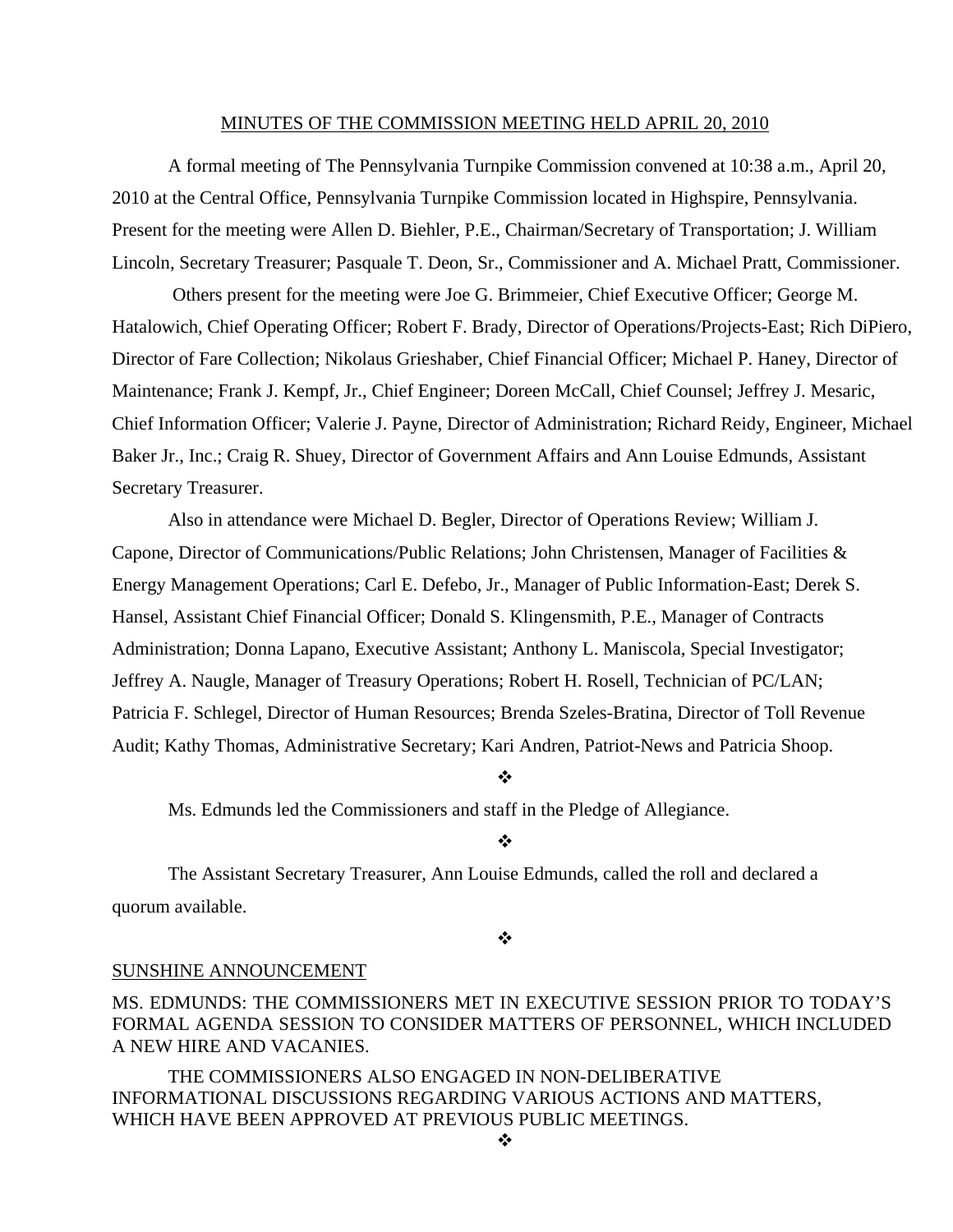MINUTES OF THE COMMISSION MEETING HELD APRIL 20, 2010

A formal meeting of The Pennsylvania Turnpike Commission convened at 10:38 a.m., April 20, 2010 at the Central Office, Pennsylvania Turnpike Commission located in Highspire, Pennsylvania. Present for the meeting were Allen D. Biehler, P.E., Chairman/Secretary of Transportation; J. William Lincoln, Secretary Treasurer; Pasquale T. Deon, Sr., Commissioner and A. Michael Pratt, Commissioner.

Others present for the meeting were Joe G. Brimmeier, Chief Executive Officer; George M. Hatalowich, Chief Operating Officer; Robert F. Brady, Director of Operations/Projects-East; Rich DiPiero, Director of Fare Collection; Nikolaus Grieshaber, Chief Financial Officer; Michael P. Haney, Director of Maintenance; Frank J. Kempf, Jr., Chief Engineer; Doreen McCall, Chief Counsel; Jeffrey J. Mesaric, Chief Information Officer; Valerie J. Payne, Director of Administration; Richard Reidy, Engineer, Michael Baker Jr., Inc.; Craig R. Shuey, Director of Government Affairs and Ann Louise Edmunds, Assistant Secretary Treasurer.

Also in attendance were Michael D. Begler, Director of Operations Review; William J. Capone, Director of Communications/Public Relations; John Christensen, Manager of Facilities & Energy Management Operations; Carl E. Defebo, Jr., Manager of Public Information-East; Derek S. Hansel, Assistant Chief Financial Officer; Donald S. Klingensmith, P.E., Manager of Contracts Administration; Donna Lapano, Executive Assistant; Anthony L. Maniscola, Special Investigator; Jeffrey A. Naugle, Manager of Treasury Operations; Robert H. Rosell, Technician of PC/LAN; Patricia F. Schlegel, Director of Human Resources; Brenda Szeles-Bratina, Director of Toll Revenue Audit; Kathy Thomas, Administrative Secretary; Kari Andren, Patriot-News and Patricia Shoop.

❖

Ms. Edmunds led the Commissioners and staff in the Pledge of Allegiance.

❖

The Assistant Secretary Treasurer, Ann Louise Edmunds, called the roll and declared a quorum available.

❖

SUNSHINE ANNOUNCEMENT

MS. EDMUNDS: THE COMMISSIONERS MET IN EXECUTIVE SESSION PRIOR TO TODAY'S FORMAL AGENDA SESSION TO CONSIDER MATTERS OF PERSONNEL, WHICH INCLUDED A NEW HIRE AND VACANIES.

THE COMMISSIONERS ALSO ENGAGED IN NON-DELIBERATIVE INFORMATIONAL DISCUSSIONS REGARDING VARIOUS ACTIONS AND MATTERS, WHICH HAVE BEEN APPROVED AT PREVIOUS PUBLIC MEETINGS.

❖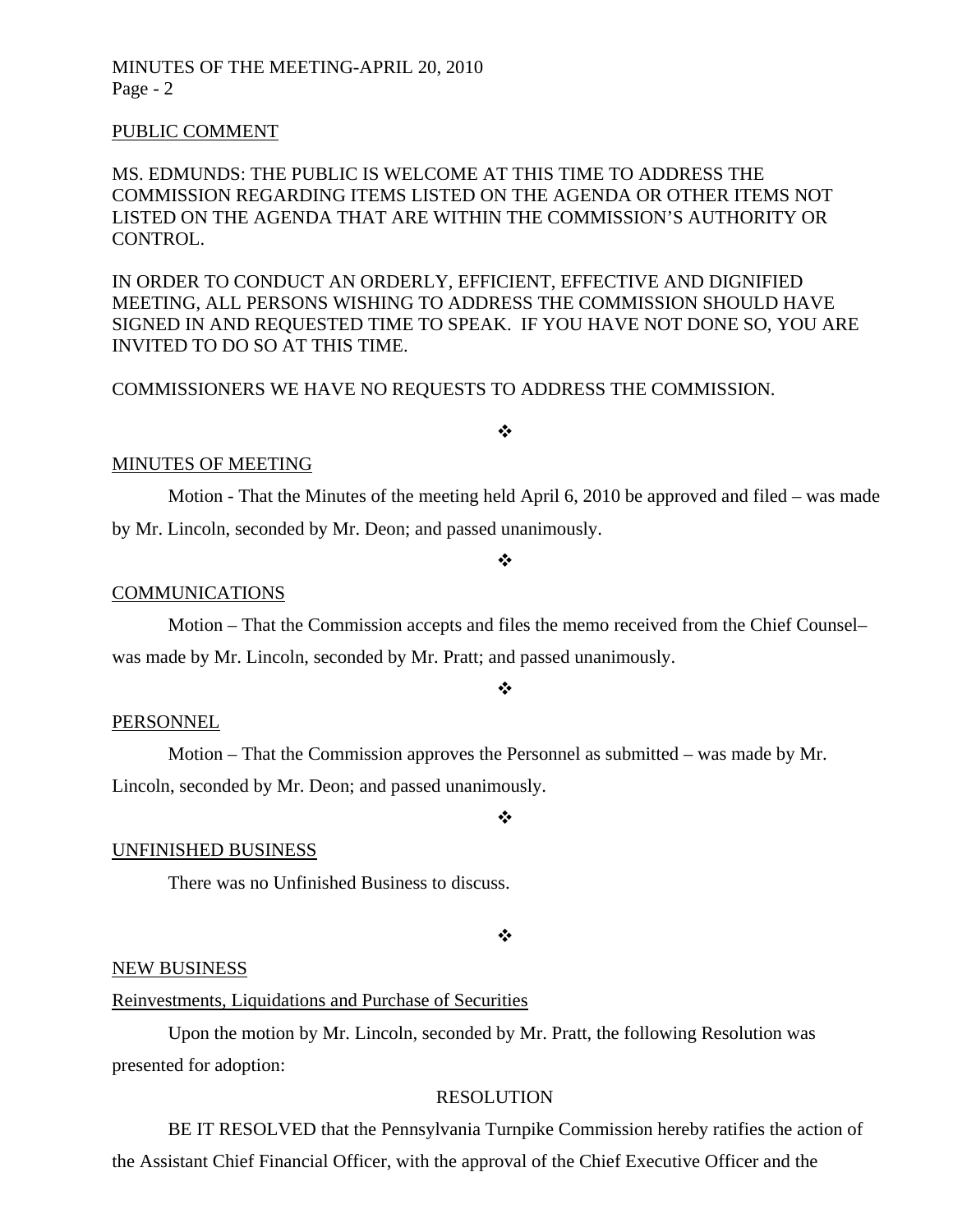## PUBLIC COMMENT

MS. EDMUNDS: THE PUBLIC IS WELCOME AT THIS TIME TO ADDRESS THE COMMISSION REGARDING ITEMS LISTED ON THE AGENDA OR OTHER ITEMS NOT LISTED ON THE AGENDA THAT ARE WITHIN THE COMMISSION'S AUTHORITY OR CONTROL.

IN ORDER TO CONDUCT AN ORDERLY, EFFICIENT, EFFECTIVE AND DIGNIFIED MEETING, ALL PERSONS WISHING TO ADDRESS THE COMMISSION SHOULD HAVE SIGNED IN AND REQUESTED TIME TO SPEAK. IF YOU HAVE NOT DONE SO, YOU ARE INVITED TO DO SO AT THIS TIME.

COMMISSIONERS WE HAVE NO REQUESTS TO ADDRESS THE COMMISSION.

❖

## MINUTES OF MEETING

Motion - That the Minutes of the meeting held April 6, 2010 be approved and filed – was made by Mr. Lincoln, seconded by Mr. Deon; and passed unanimously.

❖

## COMMUNICATIONS

Motion – That the Commission accepts and files the memo received from the Chief Counsel– was made by Mr. Lincoln, seconded by Mr. Pratt; and passed unanimously.

❖

## PERSONNEL

Motion – That the Commission approves the Personnel as submitted – was made by Mr. Lincoln, seconded by Mr. Deon; and passed unanimously.

❖

## UNFINISHED BUSINESS

There was no Unfinished Business to discuss.

❖

## NEW BUSINESS

### Reinvestments, Liquidations and Purchase of Securities

Upon the motion by Mr. Lincoln, seconded by Mr. Pratt, the following Resolution was presented for adoption:

RESOLUTION

BE IT RESOLVED that the Pennsylvania Turnpike Commission hereby ratifies the action of the Assistant Chief Financial Officer, with the approval of the Chief Executive Officer and the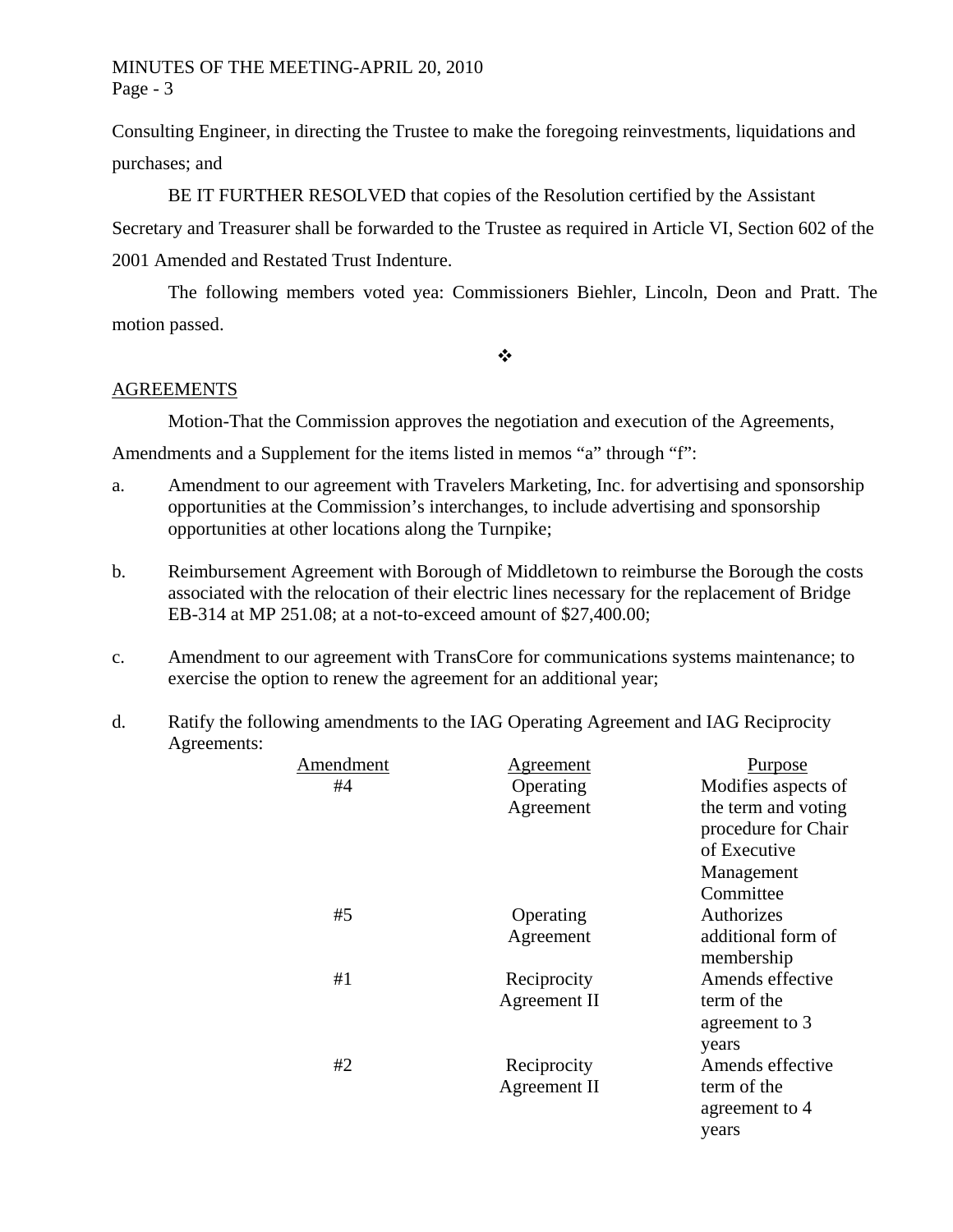Consulting Engineer, in directing the Trustee to make the foregoing reinvestments, liquidations and purchases; and

BE IT FURTHER RESOLVED that copies of the Resolution certified by the Assistant Secretary and Treasurer shall be forwarded to the Trustee as required in Article VI, Section 602 of the 2001 Amended and Restated Trust Indenture.

The following members voted yea: Commissioners Biehler, Lincoln, Deon and Pratt. The motion passed.

❖

## AGREEMENTS

Motion-That the Commission approves the negotiation and execution of the Agreements, Amendments and a Supplement for the items listed in memos "a" through "f":

a. Amendment to our agreement with Travelers Marketing, Inc. for advertising and sponsorship opportunities at the Commission's interchanges, to include advertising and sponsorship opportunities at other locations along the Turnpike;

b. Reimbursement Agreement with Borough of Middletown to reimburse the Borough the costs associated with the relocation of their electric lines necessary for the replacement of Bridge EB-314 at MP 251.08; at a not-to-exceed amount of $27,400.00;

c. Amendment to our agreement with TransCore for communications systems maintenance; to exercise the option to renew the agreement for an additional year;

d. Ratify the following amendments to the IAG Operating Agreement and IAG Reciprocity Agreements:

| Amendment | Agreement | Purpose |
|---|---|---|
| #4 | Operating Agreement | Modifies aspects of the term and voting procedure for Chair of Executive Management Committee |
| #5 | Operating Agreement | Authorizes additional form of membership |
| #1 | Reciprocity Agreement II | Amends effective term of the agreement to 3 years |
| #2 | Reciprocity Agreement II | Amends effective term of the agreement to 4 years |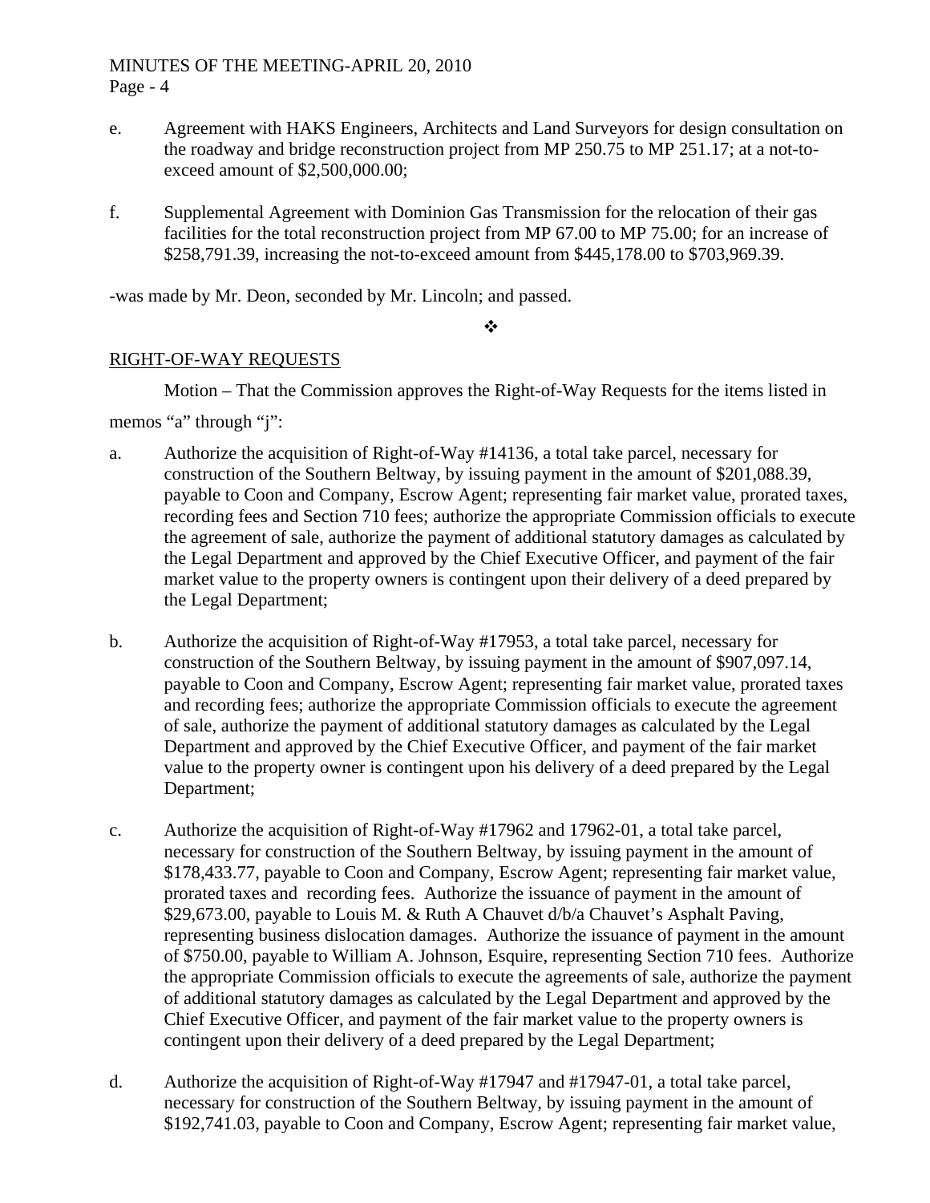e. Agreement with HAKS Engineers, Architects and Land Surveyors for design consultation on the roadway and bridge reconstruction project from MP 250.75 to MP 251.17; at a not-to-exceed amount of $2,500,000.00;

f. Supplemental Agreement with Dominion Gas Transmission for the relocation of their gas facilities for the total reconstruction project from MP 67.00 to MP 75.00; for an increase of $258,791.39, increasing the not-to-exceed amount from $445,178.00 to $703,969.39.

-was made by Mr. Deon, seconded by Mr. Lincoln; and passed.

❖

RIGHT-OF-WAY REQUESTS

Motion – That the Commission approves the Right-of-Way Requests for the items listed in memos "a" through "j":

a. Authorize the acquisition of Right-of-Way #14136, a total take parcel, necessary for construction of the Southern Beltway, by issuing payment in the amount of $201,088.39, payable to Coon and Company, Escrow Agent; representing fair market value, prorated taxes, recording fees and Section 710 fees; authorize the appropriate Commission officials to execute the agreement of sale, authorize the payment of additional statutory damages as calculated by the Legal Department and approved by the Chief Executive Officer, and payment of the fair market value to the property owners is contingent upon their delivery of a deed prepared by the Legal Department;

b. Authorize the acquisition of Right-of-Way #17953, a total take parcel, necessary for construction of the Southern Beltway, by issuing payment in the amount of $907,097.14, payable to Coon and Company, Escrow Agent; representing fair market value, prorated taxes and recording fees; authorize the appropriate Commission officials to execute the agreement of sale, authorize the payment of additional statutory damages as calculated by the Legal Department and approved by the Chief Executive Officer, and payment of the fair market value to the property owner is contingent upon his delivery of a deed prepared by the Legal Department;

c. Authorize the acquisition of Right-of-Way #17962 and 17962-01, a total take parcel, necessary for construction of the Southern Beltway, by issuing payment in the amount of $178,433.77, payable to Coon and Company, Escrow Agent; representing fair market value, prorated taxes and recording fees. Authorize the issuance of payment in the amount of $29,673.00, payable to Louis M. & Ruth A Chauvet d/b/a Chauvet's Asphalt Paving, representing business dislocation damages. Authorize the issuance of payment in the amount of $750.00, payable to William A. Johnson, Esquire, representing Section 710 fees. Authorize the appropriate Commission officials to execute the agreements of sale, authorize the payment of additional statutory damages as calculated by the Legal Department and approved by the Chief Executive Officer, and payment of the fair market value to the property owners is contingent upon their delivery of a deed prepared by the Legal Department;

d. Authorize the acquisition of Right-of-Way #17947 and #17947-01, a total take parcel, necessary for construction of the Southern Beltway, by issuing payment in the amount of $192,741.03, payable to Coon and Company, Escrow Agent; representing fair market value,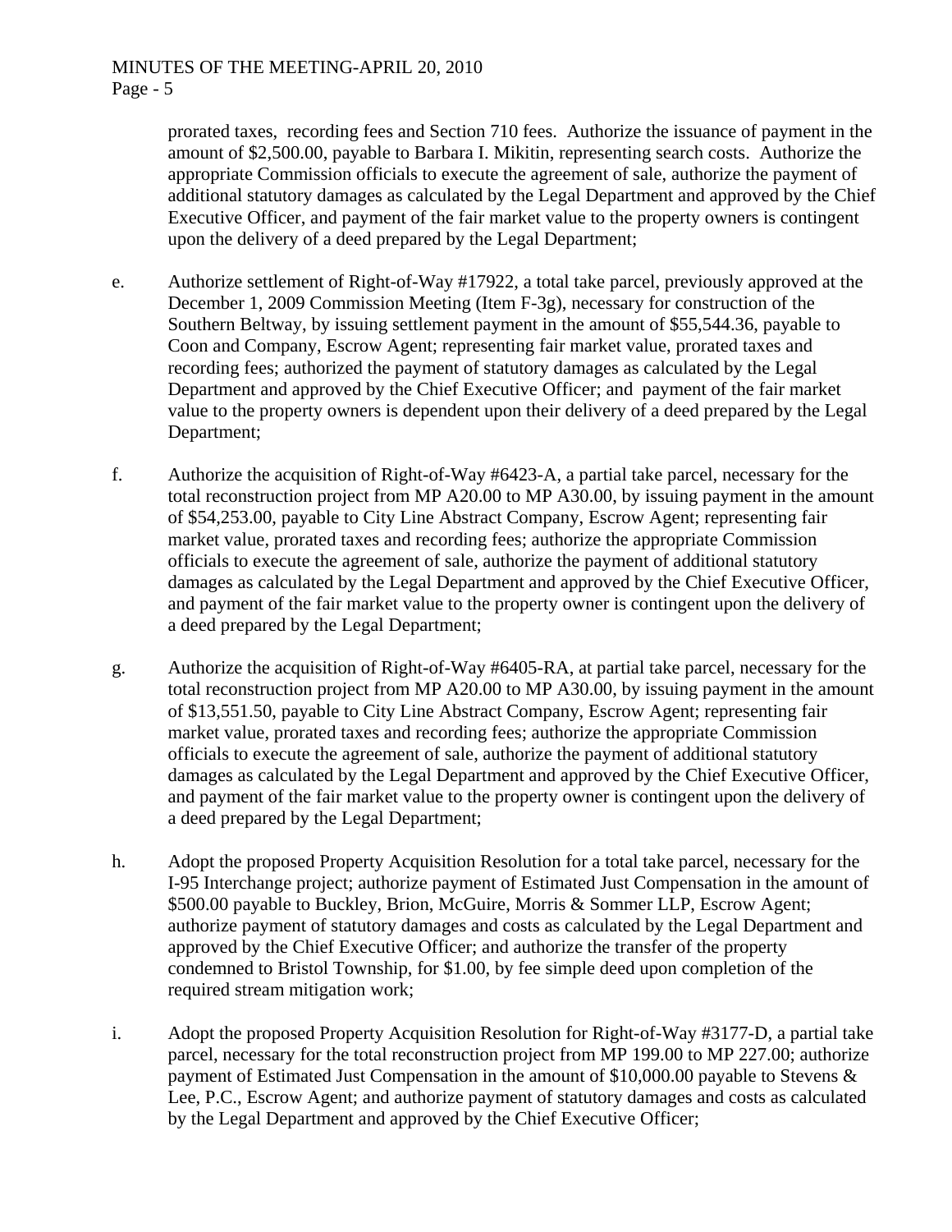prorated taxes, recording fees and Section 710 fees. Authorize the issuance of payment in the amount of $2,500.00, payable to Barbara I. Mikitin, representing search costs. Authorize the appropriate Commission officials to execute the agreement of sale, authorize the payment of additional statutory damages as calculated by the Legal Department and approved by the Chief Executive Officer, and payment of the fair market value to the property owners is contingent upon the delivery of a deed prepared by the Legal Department;

e. Authorize settlement of Right-of-Way #17922, a total take parcel, previously approved at the December 1, 2009 Commission Meeting (Item F-3g), necessary for construction of the Southern Beltway, by issuing settlement payment in the amount of $55,544.36, payable to Coon and Company, Escrow Agent; representing fair market value, prorated taxes and recording fees; authorized the payment of statutory damages as calculated by the Legal Department and approved by the Chief Executive Officer; and payment of the fair market value to the property owners is dependent upon their delivery of a deed prepared by the Legal Department;

f. Authorize the acquisition of Right-of-Way #6423-A, a partial take parcel, necessary for the total reconstruction project from MP A20.00 to MP A30.00, by issuing payment in the amount of $54,253.00, payable to City Line Abstract Company, Escrow Agent; representing fair market value, prorated taxes and recording fees; authorize the appropriate Commission officials to execute the agreement of sale, authorize the payment of additional statutory damages as calculated by the Legal Department and approved by the Chief Executive Officer, and payment of the fair market value to the property owner is contingent upon the delivery of a deed prepared by the Legal Department;

g. Authorize the acquisition of Right-of-Way #6405-RA, at partial take parcel, necessary for the total reconstruction project from MP A20.00 to MP A30.00, by issuing payment in the amount of $13,551.50, payable to City Line Abstract Company, Escrow Agent; representing fair market value, prorated taxes and recording fees; authorize the appropriate Commission officials to execute the agreement of sale, authorize the payment of additional statutory damages as calculated by the Legal Department and approved by the Chief Executive Officer, and payment of the fair market value to the property owner is contingent upon the delivery of a deed prepared by the Legal Department;

h. Adopt the proposed Property Acquisition Resolution for a total take parcel, necessary for the I-95 Interchange project; authorize payment of Estimated Just Compensation in the amount of $500.00 payable to Buckley, Brion, McGuire, Morris & Sommer LLP, Escrow Agent; authorize payment of statutory damages and costs as calculated by the Legal Department and approved by the Chief Executive Officer; and authorize the transfer of the property condemned to Bristol Township, for $1.00, by fee simple deed upon completion of the required stream mitigation work;

i. Adopt the proposed Property Acquisition Resolution for Right-of-Way #3177-D, a partial take parcel, necessary for the total reconstruction project from MP 199.00 to MP 227.00; authorize payment of Estimated Just Compensation in the amount of $10,000.00 payable to Stevens & Lee, P.C., Escrow Agent; and authorize payment of statutory damages and costs as calculated by the Legal Department and approved by the Chief Executive Officer;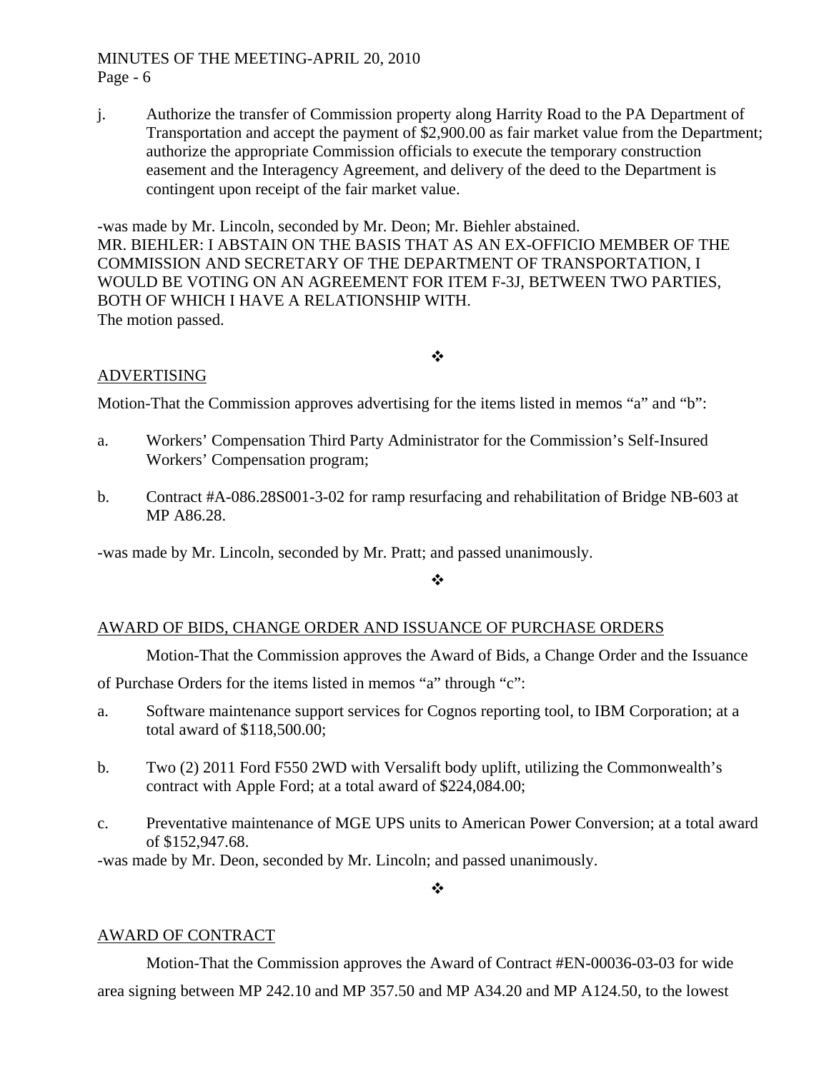j. Authorize the transfer of Commission property along Harrity Road to the PA Department of Transportation and accept the payment of $2,900.00 as fair market value from the Department; authorize the appropriate Commission officials to execute the temporary construction easement and the Interagency Agreement, and delivery of the deed to the Department is contingent upon receipt of the fair market value.

-was made by Mr. Lincoln, seconded by Mr. Deon; Mr. Biehler abstained.
MR. BIEHLER: I ABSTAIN ON THE BASIS THAT AS AN EX-OFFICIO MEMBER OF THE COMMISSION AND SECRETARY OF THE DEPARTMENT OF TRANSPORTATION, I WOULD BE VOTING ON AN AGREEMENT FOR ITEM F-3J, BETWEEN TWO PARTIES, BOTH OF WHICH I HAVE A RELATIONSHIP WITH.
The motion passed.

❖

ADVERTISING

Motion-That the Commission approves advertising for the items listed in memos "a" and "b":

a. Workers' Compensation Third Party Administrator for the Commission's Self-Insured Workers' Compensation program;

b. Contract #A-086.28S001-3-02 for ramp resurfacing and rehabilitation of Bridge NB-603 at MP A86.28.

-was made by Mr. Lincoln, seconded by Mr. Pratt; and passed unanimously.

❖

AWARD OF BIDS, CHANGE ORDER AND ISSUANCE OF PURCHASE ORDERS

Motion-That the Commission approves the Award of Bids, a Change Order and the Issuance of Purchase Orders for the items listed in memos "a" through "c":

a. Software maintenance support services for Cognos reporting tool, to IBM Corporation; at a total award of $118,500.00;

b. Two (2) 2011 Ford F550 2WD with Versalift body uplift, utilizing the Commonwealth's contract with Apple Ford; at a total award of $224,084.00;

c. Preventative maintenance of MGE UPS units to American Power Conversion; at a total award of $152,947.68.

-was made by Mr. Deon, seconded by Mr. Lincoln; and passed unanimously.

❖

AWARD OF CONTRACT

Motion-That the Commission approves the Award of Contract #EN-00036-03-03 for wide area signing between MP 242.10 and MP 357.50 and MP A34.20 and MP A124.50, to the lowest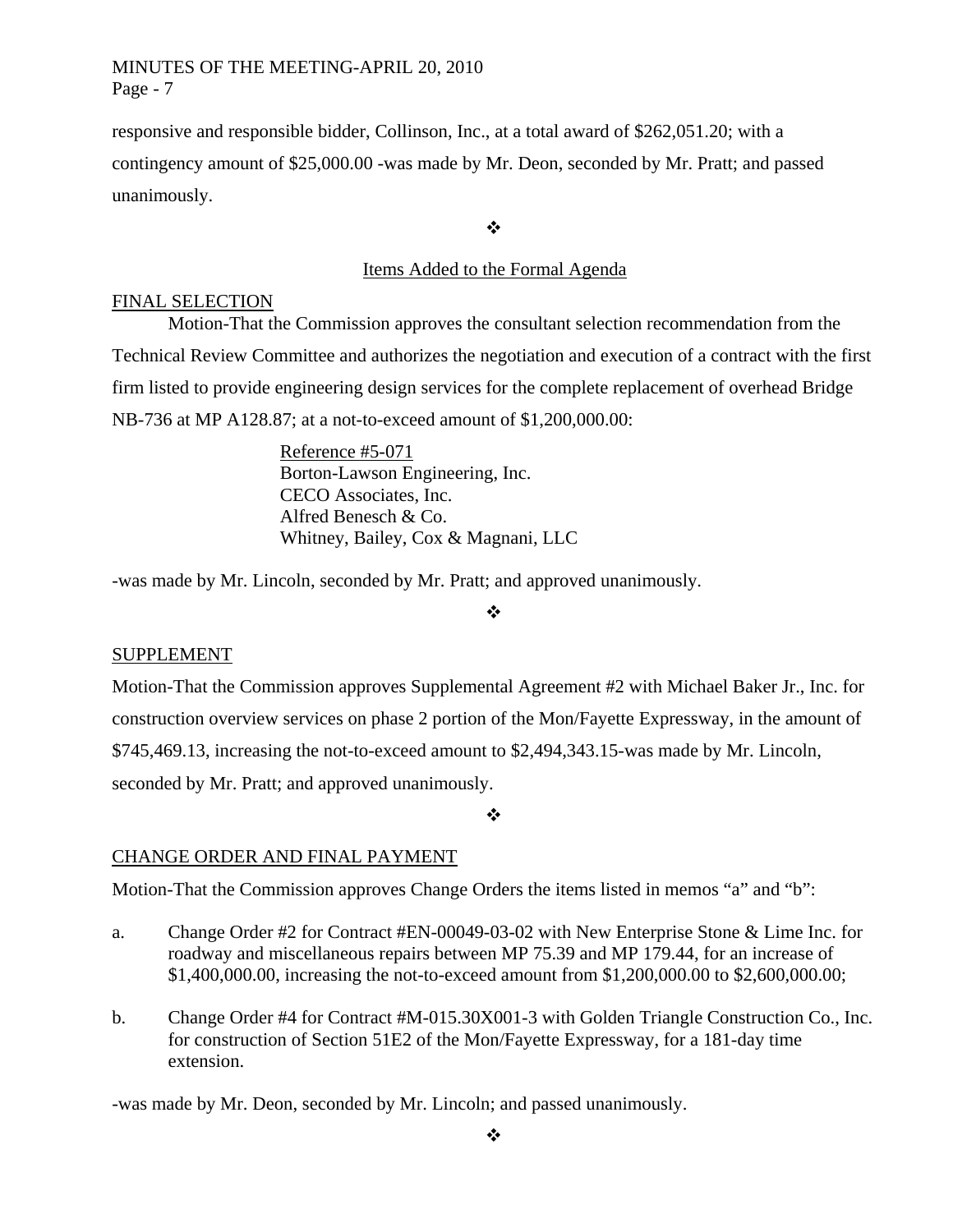responsive and responsible bidder, Collinson, Inc., at a total award of $262,051.20; with a contingency amount of $25,000.00 -was made by Mr. Deon, seconded by Mr. Pratt; and passed unanimously.

❖

Items Added to the Formal Agenda

FINAL SELECTION

Motion-That the Commission approves the consultant selection recommendation from the Technical Review Committee and authorizes the negotiation and execution of a contract with the first firm listed to provide engineering design services for the complete replacement of overhead Bridge NB-736 at MP A128.87; at a not-to-exceed amount of $1,200,000.00:

Reference #5-071
Borton-Lawson Engineering, Inc.
CECO Associates, Inc.
Alfred Benesch & Co.
Whitney, Bailey, Cox & Magnani, LLC

-was made by Mr. Lincoln, seconded by Mr. Pratt; and approved unanimously.

❖

SUPPLEMENT

Motion-That the Commission approves Supplemental Agreement #2 with Michael Baker Jr., Inc. for construction overview services on phase 2 portion of the Mon/Fayette Expressway, in the amount of $745,469.13, increasing the not-to-exceed amount to $2,494,343.15-was made by Mr. Lincoln, seconded by Mr. Pratt; and approved unanimously.

❖

CHANGE ORDER AND FINAL PAYMENT

Motion-That the Commission approves Change Orders the items listed in memos "a" and "b":

a. Change Order #2 for Contract #EN-00049-03-02 with New Enterprise Stone & Lime Inc. for roadway and miscellaneous repairs between MP 75.39 and MP 179.44, for an increase of $1,400,000.00, increasing the not-to-exceed amount from $1,200,000.00 to $2,600,000.00;

b. Change Order #4 for Contract #M-015.30X001-3 with Golden Triangle Construction Co., Inc. for construction of Section 51E2 of the Mon/Fayette Expressway, for a 181-day time extension.

-was made by Mr. Deon, seconded by Mr. Lincoln; and passed unanimously.

❖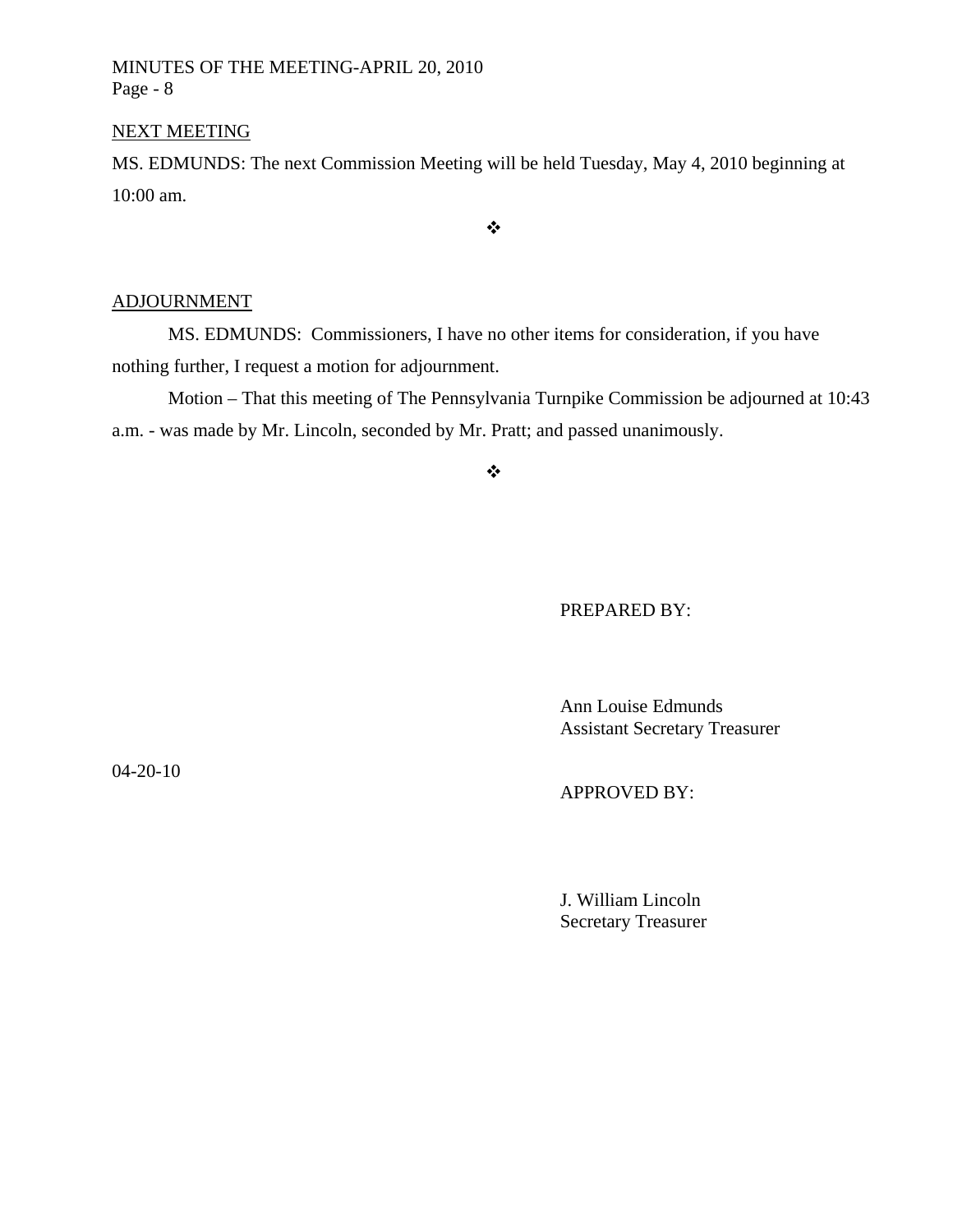NEXT MEETING

MS. EDMUNDS: The next Commission Meeting will be held Tuesday, May 4, 2010 beginning at 10:00 am.

❖

ADJOURNMENT

MS. EDMUNDS: Commissioners, I have no other items for consideration, if you have nothing further, I request a motion for adjournment.

Motion – That this meeting of The Pennsylvania Turnpike Commission be adjourned at 10:43 a.m. - was made by Mr. Lincoln, seconded by Mr. Pratt; and passed unanimously.

❖

PREPARED BY:

Ann Louise Edmunds
Assistant Secretary Treasurer

04-20-10

APPROVED BY:

J. William Lincoln
Secretary Treasurer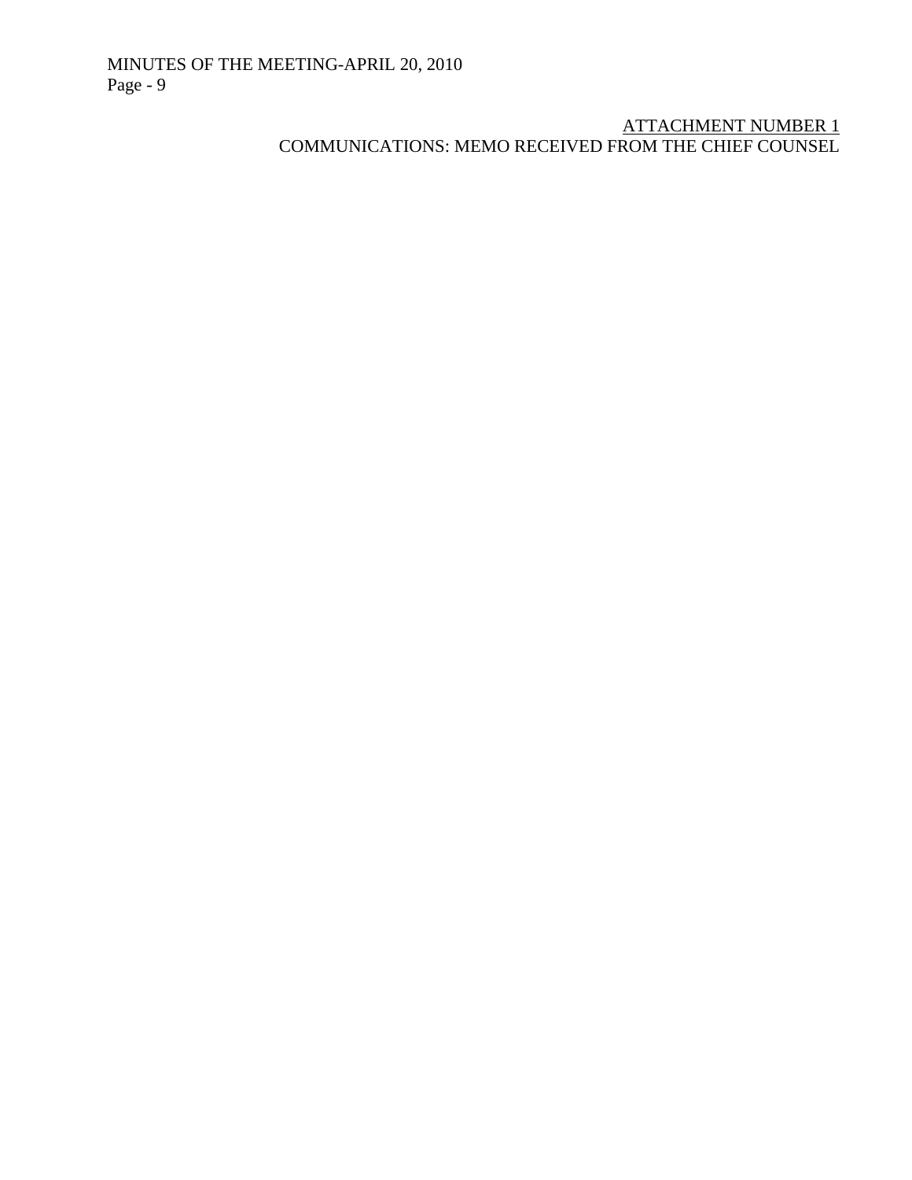<u>ATTACHMENT NUMBER 1</u>

COMMUNICATIONS: MEMO RECEIVED FROM THE CHIEF COUNSEL